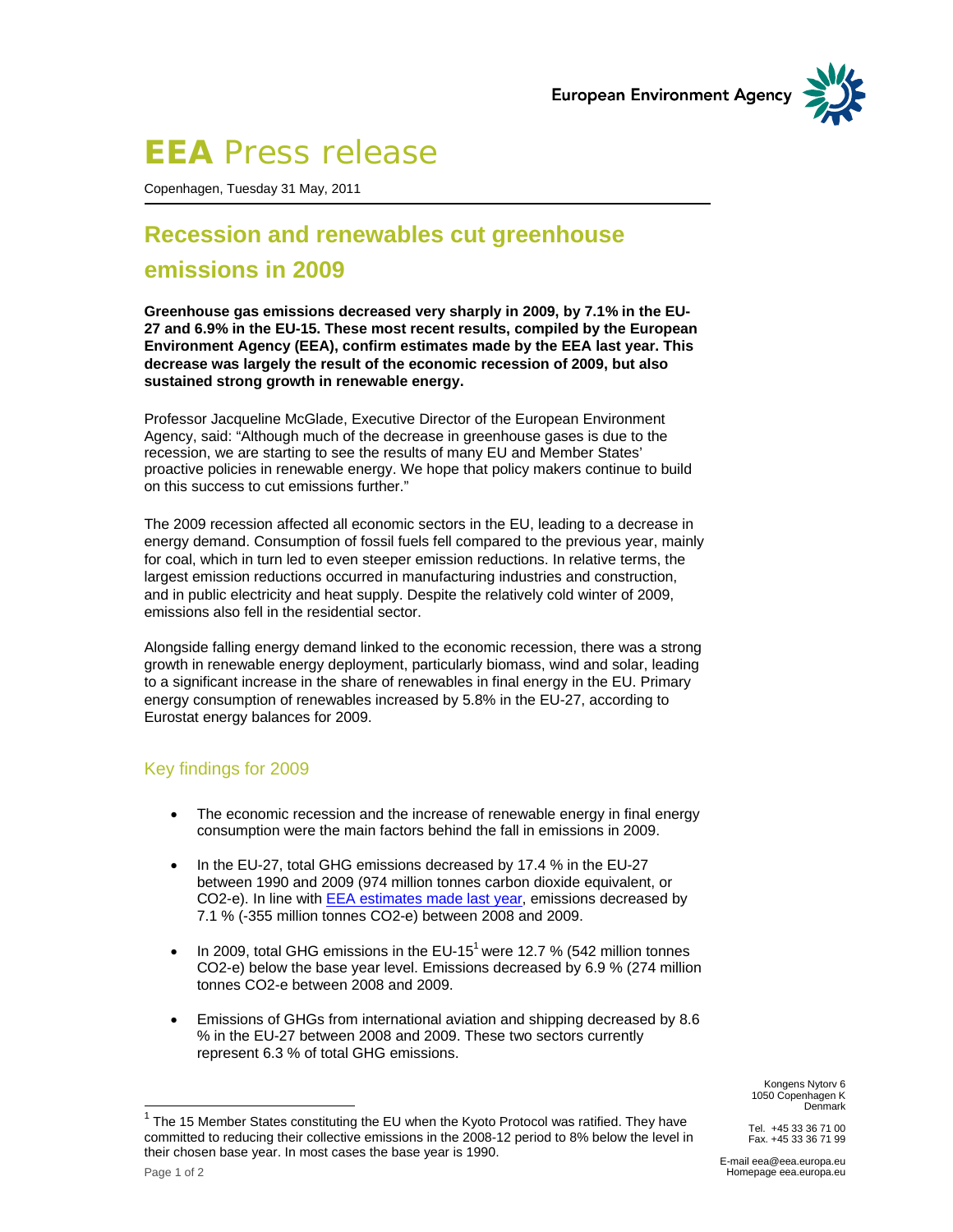European Environment Agency

# EEA Press release

Copenhagen, Tuesday 31 May, 2011

## Recession and renewables cut greenhouse emissions in 2009

**Greenhouse gas emissions decreased very sharply in 2009, by 7.1% in the EU-27 and 6.9% in the EU-15. These most recent results, compiled by the European Environment Agency (EEA), confirm estimates made by the EEA last year. This decrease was largely the result of the economic recession of 2009, but also sustained strong growth in renewable energy.**

Professor Jacqueline McGlade, Executive Director of the European Environment Agency, said: "Although much of the decrease in greenhouse gases is due to the recession, we are starting to see the results of many EU and Member States' proactive policies in renewable energy. We hope that policy makers continue to build on this success to cut emissions further."

The 2009 recession affected all economic sectors in the EU, leading to a decrease in energy demand. Consumption of fossil fuels fell compared to the previous year, mainly for coal, which in turn led to even steeper emission reductions. In relative terms, the largest emission reductions occurred in manufacturing industries and construction, and in public electricity and heat supply. Despite the relatively cold winter of 2009, emissions also fell in the residential sector.

Alongside falling energy demand linked to the economic recession, there was a strong growth in renewable energy deployment, particularly biomass, wind and solar, leading to a significant increase in the share of renewables in final energy in the EU. Primary energy consumption of renewables increased by 5.8% in the EU-27, according to Eurostat energy balances for 2009.

### Key findings for 2009

- The economic recession and the increase of renewable energy in final energy consumption were the main factors behind the fall in emissions in 2009.
- In the EU-27, total GHG emissions decreased by 17.4 % in the EU-27 between 1990 and 2009 (974 million tonnes carbon dioxide equivalent, or $CO_2$-e). In line with EEA estimates made last year, emissions decreased by 7.1 % (-355 million tonnes $CO_2$-e) between 2008 and 2009.
- In 2009, total GHG emissions in the EU-15[1] were 12.7 % (542 million tonnes $CO_2$-e) below the base year level. Emissions decreased by 6.9 % (274 million tonnes $CO_2$-e between 2008 and 2009.
- Emissions of GHGs from international aviation and shipping decreased by 8.6 % in the EU-27 between 2008 and 2009. These two sectors currently represent 6.3 % of total GHG emissions.

[1] The 15 Member States constituting the EU when the Kyoto Protocol was ratified. They have committed to reducing their collective emissions in the 2008-12 period to 8% below the level in their chosen base year. In most cases the base year is 1990.

Kongens Nytorv 6
1050 Copenhagen K
Denmark

Tel. +45 33 36 71 00
Fax. +45 33 36 71 99

E-mail eea@eea.europa.eu
Homepage eea.europa.eu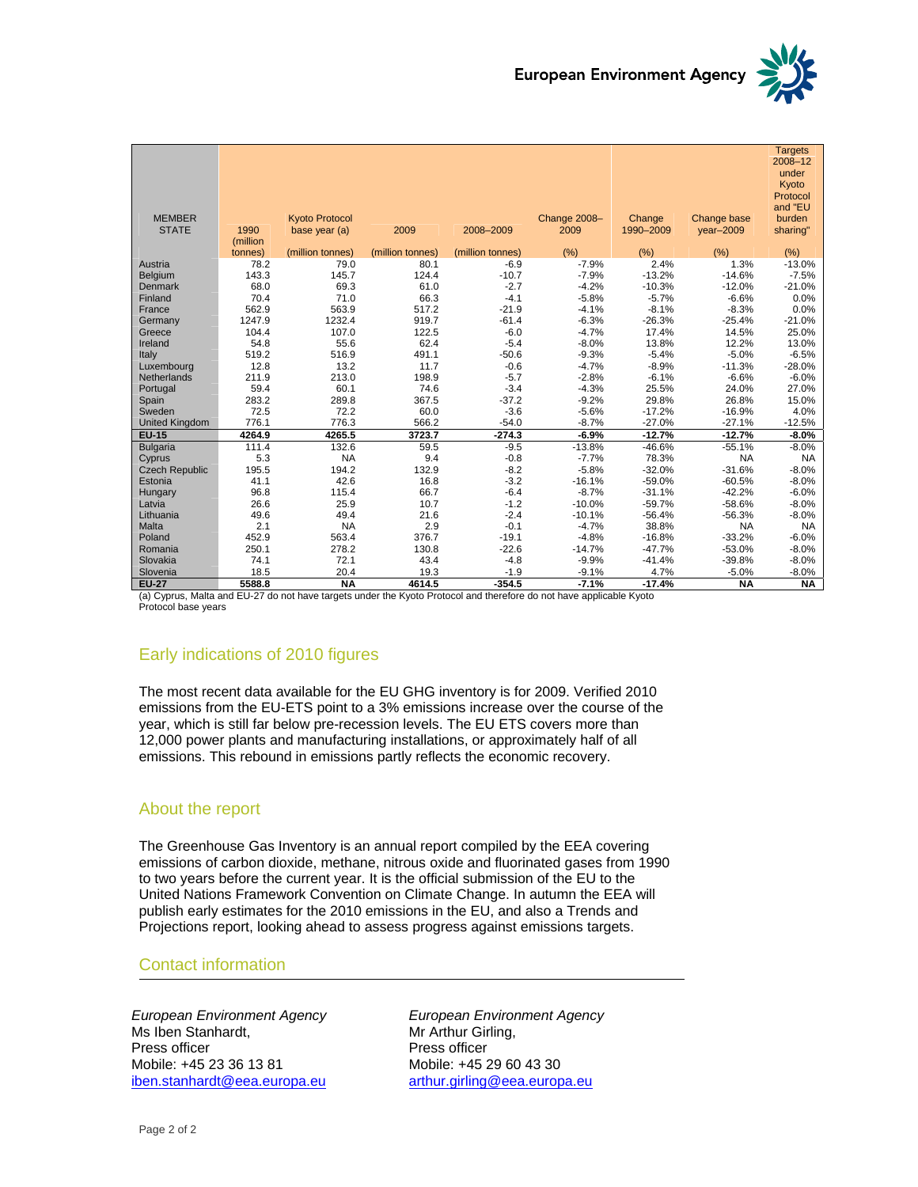| MEMBER STATE | 1990 (million tonnes) | Kyoto Protocol base year (a) (million tonnes) | 2009 (million tonnes) | 2008–2009 (million tonnes) | Change 2008–2009 (%) | Change 1990–2009 (%) | Change base year–2009 (%) | Targets 2008–12 under Kyoto Protocol and "EU burden sharing" (%) |
|---|---|---|---|---|---|---|---|---|
| Austria | 78.2 | 79.0 | 80.1 | -6.9 | -7.9% | 2.4% | 1.3% | -13.0% |
| Belgium | 143.3 | 145.7 | 124.4 | -10.7 | -7.9% | -13.2% | -14.6% | -7.5% |
| Denmark | 68.0 | 69.3 | 61.0 | -2.7 | -4.2% | -10.3% | -12.0% | -21.0% |
| Finland | 70.4 | 71.0 | 66.3 | -4.1 | -5.8% | -5.7% | -6.6% | 0.0% |
| France | 562.9 | 563.9 | 517.2 | -21.9 | -4.1% | -8.1% | -8.3% | 0.0% |
| Germany | 1247.9 | 1232.4 | 919.7 | -61.4 | -6.3% | -26.3% | -25.4% | -21.0% |
| Greece | 104.4 | 107.0 | 122.5 | -6.0 | -4.7% | 17.4% | 14.5% | 25.0% |
| Ireland | 54.8 | 55.6 | 62.4 | -5.4 | -8.0% | 13.8% | 12.2% | 13.0% |
| Italy | 519.2 | 516.9 | 491.1 | -50.6 | -9.3% | -5.4% | -5.0% | -6.5% |
| Luxembourg | 12.8 | 13.2 | 11.7 | -0.6 | -4.7% | -8.9% | -11.3% | -28.0% |
| Netherlands | 211.9 | 213.0 | 198.9 | -5.7 | -2.8% | -6.1% | -6.6% | -6.0% |
| Portugal | 59.4 | 60.1 | 74.6 | -3.4 | -4.3% | 25.5% | 24.0% | 27.0% |
| Spain | 283.2 | 289.8 | 367.5 | -37.2 | -9.2% | 29.8% | 26.8% | 15.0% |
| Sweden | 72.5 | 72.2 | 60.0 | -3.6 | -5.6% | -17.2% | -16.9% | 4.0% |
| United Kingdom | 776.1 | 776.3 | 566.2 | -54.0 | -8.7% | -27.0% | -27.1% | -12.5% |
| **EU-15** | **4264.9** | **4265.5** | **3723.7** | **-274.3** | **-6.9%** | **-12.7%** | **-12.7%** | **-8.0%** |
| Bulgaria | 111.4 | 132.6 | 59.5 | -9.5 | -13.8% | -46.6% | -55.1% | -8.0% |
| Cyprus | 5.3 | NA | 9.4 | -0.8 | -7.7% | 78.3% | NA | NA |
| Czech Republic | 195.5 | 194.2 | 132.9 | -8.2 | -5.8% | -32.0% | -31.6% | -8.0% |
| Estonia | 41.1 | 42.6 | 16.8 | -3.2 | -16.1% | -59.0% | -60.5% | -8.0% |
| Hungary | 96.8 | 115.4 | 66.7 | -6.4 | -8.7% | -31.1% | -42.2% | -6.0% |
| Latvia | 26.6 | 25.9 | 10.7 | -1.2 | -10.0% | -59.7% | -58.6% | -8.0% |
| Lithuania | 49.6 | 49.4 | 21.6 | -2.4 | -10.1% | -56.4% | -56.3% | -8.0% |
| Malta | 2.1 | NA | 2.9 | -0.1 | -4.7% | 38.8% | NA | NA |
| Poland | 452.9 | 563.4 | 376.7 | -19.1 | -4.8% | -16.8% | -33.2% | -6.0% |
| Romania | 250.1 | 278.2 | 130.8 | -22.6 | -14.7% | -47.7% | -53.0% | -8.0% |
| Slovakia | 74.1 | 72.1 | 43.4 | -4.8 | -9.9% | -41.4% | -39.8% | -8.0% |
| Slovenia | 18.5 | 20.4 | 19.3 | -1.9 | -9.1% | 4.7% | -5.0% | -8.0% |
| **EU-27** | **5588.8** | **NA** | **4614.5** | **-354.5** | **-7.1%** | **-17.4%** | **NA** | **NA** |

(a) Cyprus, Malta and EU-27 do not have targets under the Kyoto Protocol and therefore do not have applicable Kyoto Protocol base years

## Early indications of 2010 figures

The most recent data available for the EU GHG inventory is for 2009. Verified 2010 emissions from the EU-ETS point to a 3% emissions increase over the course of the year, which is still far below pre-recession levels. The EU ETS covers more than 12,000 power plants and manufacturing installations, or approximately half of all emissions. This rebound in emissions partly reflects the economic recovery.

## About the report

The Greenhouse Gas Inventory is an annual report compiled by the EEA covering emissions of carbon dioxide, methane, nitrous oxide and fluorinated gases from 1990 to two years before the current year. It is the official submission of the EU to the United Nations Framework Convention on Climate Change. In autumn the EEA will publish early estimates for the 2010 emissions in the EU, and also a Trends and Projections report, looking ahead to assess progress against emissions targets.

## Contact information

*European Environment Agency*
Ms Iben Stanhardt,
Press officer
Mobile: +45 23 36 13 81
iben.stanhardt@eea.europa.eu

*European Environment Agency*
Mr Arthur Girling,
Press officer
Mobile: +45 29 60 43 30
arthur.girling@eea.europa.eu